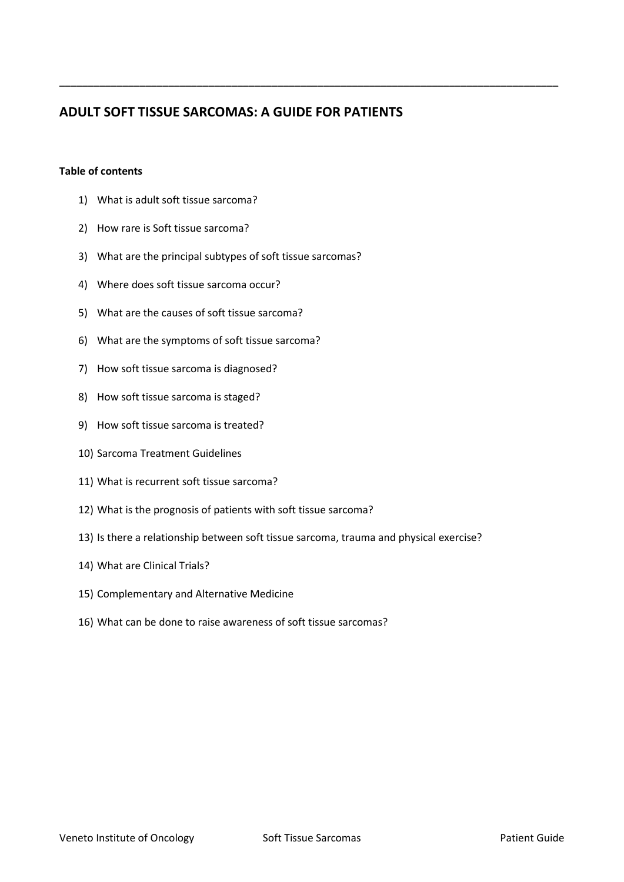# ADULT SOFT TISSUE SARCOMAS: A GUIDE FOR PATIENTS

**Table of contents**

1) What is adult soft tissue sarcoma?
2) How rare is Soft tissue sarcoma?
3) What are the principal subtypes of soft tissue sarcomas?
4) Where does soft tissue sarcoma occur?
5) What are the causes of soft tissue sarcoma?
6) What are the symptoms of soft tissue sarcoma?
7) How soft tissue sarcoma is diagnosed?
8) How soft tissue sarcoma is staged?
9) How soft tissue sarcoma is treated?
10) Sarcoma Treatment Guidelines
11) What is recurrent soft tissue sarcoma?
12) What is the prognosis of patients with soft tissue sarcoma?
13) Is there a relationship between soft tissue sarcoma, trauma and physical exercise?
14) What are Clinical Trials?
15) Complementary and Alternative Medicine
16) What can be done to raise awareness of soft tissue sarcomas?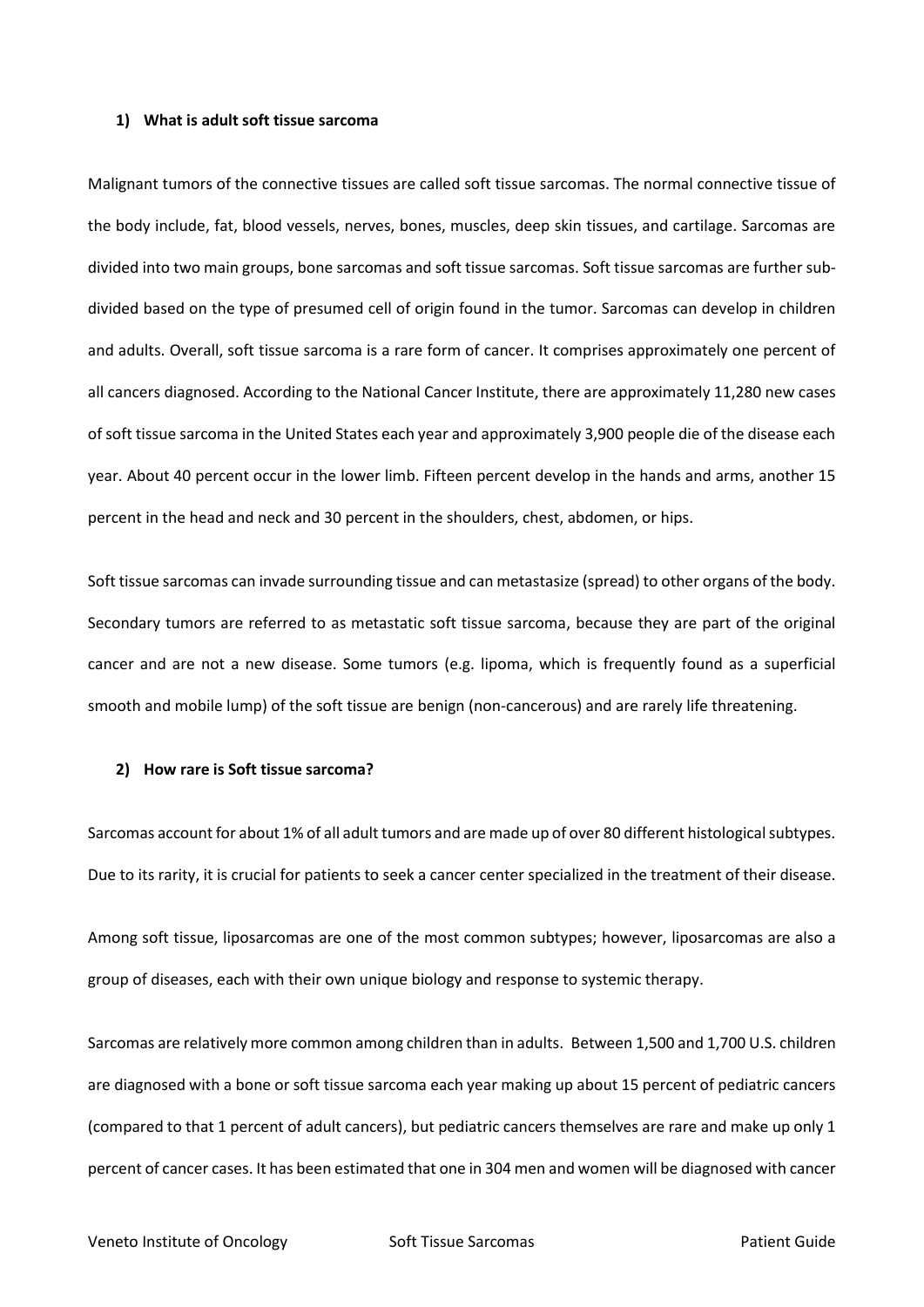**1) What is adult soft tissue sarcoma**

Malignant tumors of the connective tissues are called soft tissue sarcomas. The normal connective tissue of the body include, fat, blood vessels, nerves, bones, muscles, deep skin tissues, and cartilage. Sarcomas are divided into two main groups, bone sarcomas and soft tissue sarcomas. Soft tissue sarcomas are further sub-divided based on the type of presumed cell of origin found in the tumor. Sarcomas can develop in children and adults. Overall, soft tissue sarcoma is a rare form of cancer. It comprises approximately one percent of all cancers diagnosed. According to the National Cancer Institute, there are approximately 11,280 new cases of soft tissue sarcoma in the United States each year and approximately 3,900 people die of the disease each year. About 40 percent occur in the lower limb. Fifteen percent develop in the hands and arms, another 15 percent in the head and neck and 30 percent in the shoulders, chest, abdomen, or hips.

Soft tissue sarcomas can invade surrounding tissue and can metastasize (spread) to other organs of the body. Secondary tumors are referred to as metastatic soft tissue sarcoma, because they are part of the original cancer and are not a new disease. Some tumors (e.g. lipoma, which is frequently found as a superficial smooth and mobile lump) of the soft tissue are benign (non-cancerous) and are rarely life threatening.

**2) How rare is Soft tissue sarcoma?**

Sarcomas account for about 1% of all adult tumors and are made up of over 80 different histological subtypes. Due to its rarity, it is crucial for patients to seek a cancer center specialized in the treatment of their disease.

Among soft tissue, liposarcomas are one of the most common subtypes; however, liposarcomas are also a group of diseases, each with their own unique biology and response to systemic therapy.

Sarcomas are relatively more common among children than in adults. Between 1,500 and 1,700 U.S. children are diagnosed with a bone or soft tissue sarcoma each year making up about 15 percent of pediatric cancers (compared to that 1 percent of adult cancers), but pediatric cancers themselves are rare and make up only 1 percent of cancer cases. It has been estimated that one in 304 men and women will be diagnosed with cancer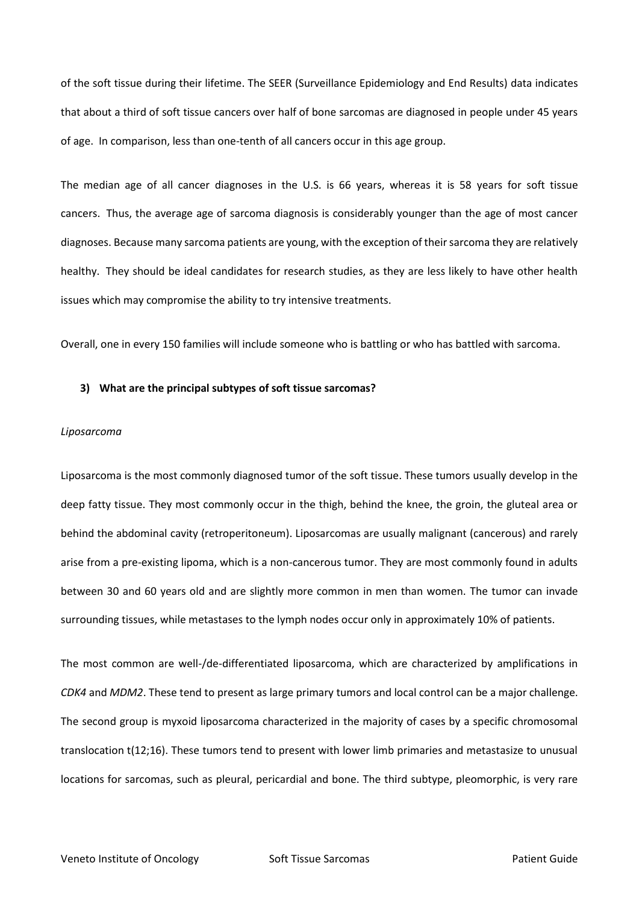of the soft tissue during their lifetime. The SEER (Surveillance Epidemiology and End Results) data indicates that about a third of soft tissue cancers over half of bone sarcomas are diagnosed in people under 45 years of age. In comparison, less than one-tenth of all cancers occur in this age group.

The median age of all cancer diagnoses in the U.S. is 66 years, whereas it is 58 years for soft tissue cancers. Thus, the average age of sarcoma diagnosis is considerably younger than the age of most cancer diagnoses. Because many sarcoma patients are young, with the exception of their sarcoma they are relatively healthy. They should be ideal candidates for research studies, as they are less likely to have other health issues which may compromise the ability to try intensive treatments.

Overall, one in every 150 families will include someone who is battling or who has battled with sarcoma.

### 3) What are the principal subtypes of soft tissue sarcomas?

*Liposarcoma*

Liposarcoma is the most commonly diagnosed tumor of the soft tissue. These tumors usually develop in the deep fatty tissue. They most commonly occur in the thigh, behind the knee, the groin, the gluteal area or behind the abdominal cavity (retroperitoneum). Liposarcomas are usually malignant (cancerous) and rarely arise from a pre-existing lipoma, which is a non-cancerous tumor. They are most commonly found in adults between 30 and 60 years old and are slightly more common in men than women. The tumor can invade surrounding tissues, while metastases to the lymph nodes occur only in approximately 10% of patients.

The most common are well-/de-differentiated liposarcoma, which are characterized by amplifications in *CDK4* and *MDM2*. These tend to present as large primary tumors and local control can be a major challenge. The second group is myxoid liposarcoma characterized in the majority of cases by a specific chromosomal translocation t(12;16). These tumors tend to present with lower limb primaries and metastasize to unusual locations for sarcomas, such as pleural, pericardial and bone. The third subtype, pleomorphic, is very rare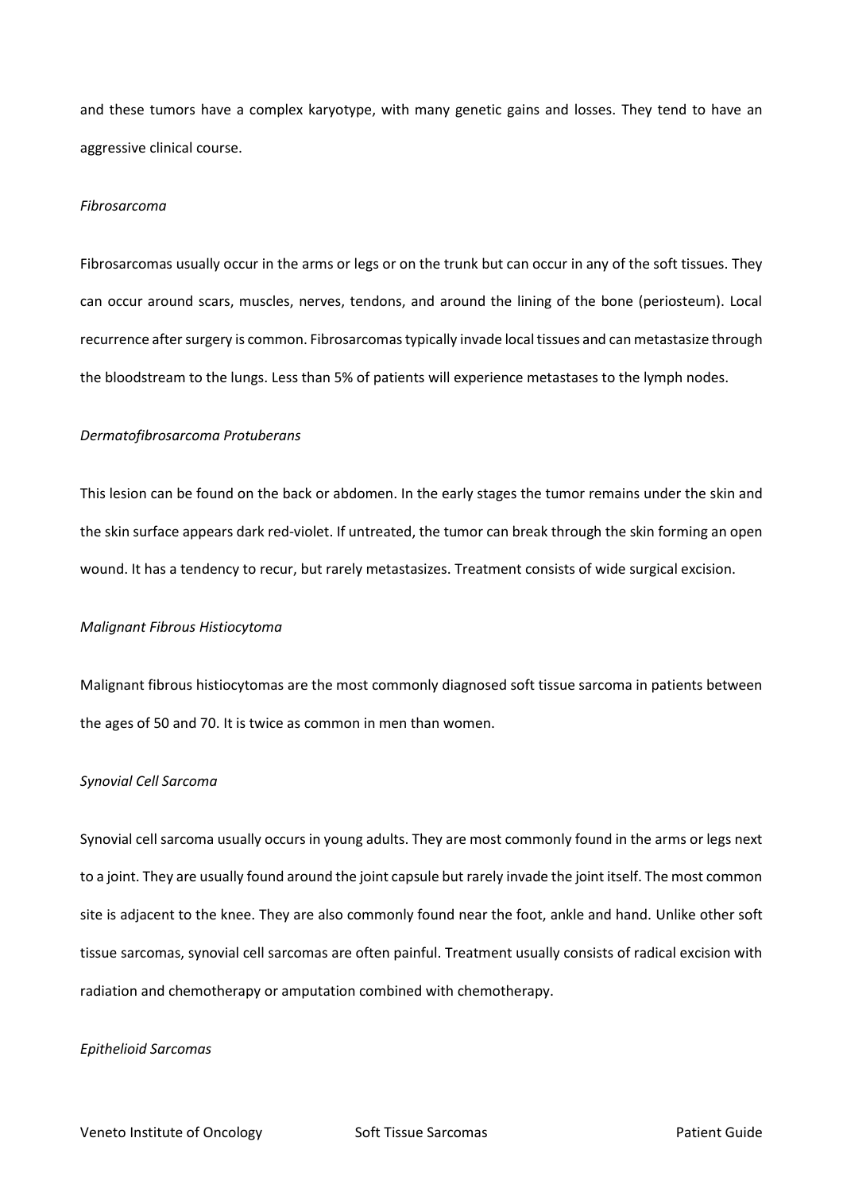and these tumors have a complex karyotype, with many genetic gains and losses. They tend to have an aggressive clinical course.

*Fibrosarcoma*

Fibrosarcomas usually occur in the arms or legs or on the trunk but can occur in any of the soft tissues. They can occur around scars, muscles, nerves, tendons, and around the lining of the bone (periosteum). Local recurrence after surgery is common. Fibrosarcomas typically invade local tissues and can metastasize through the bloodstream to the lungs. Less than 5% of patients will experience metastases to the lymph nodes.

*Dermatofibrosarcoma Protuberans*

This lesion can be found on the back or abdomen. In the early stages the tumor remains under the skin and the skin surface appears dark red-violet. If untreated, the tumor can break through the skin forming an open wound. It has a tendency to recur, but rarely metastasizes. Treatment consists of wide surgical excision.

*Malignant Fibrous Histiocytoma*

Malignant fibrous histiocytomas are the most commonly diagnosed soft tissue sarcoma in patients between the ages of 50 and 70. It is twice as common in men than women.

*Synovial Cell Sarcoma*

Synovial cell sarcoma usually occurs in young adults. They are most commonly found in the arms or legs next to a joint. They are usually found around the joint capsule but rarely invade the joint itself. The most common site is adjacent to the knee. They are also commonly found near the foot, ankle and hand. Unlike other soft tissue sarcomas, synovial cell sarcomas are often painful. Treatment usually consists of radical excision with radiation and chemotherapy or amputation combined with chemotherapy.

*Epithelioid Sarcomas*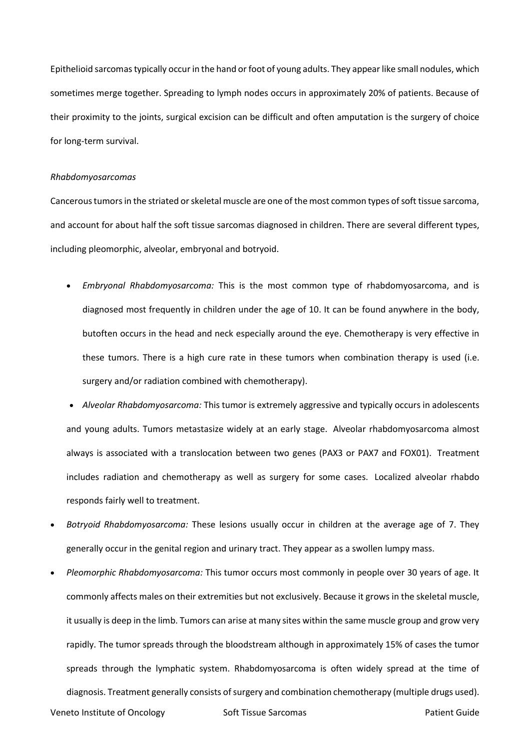Epithelioid sarcomas typically occur in the hand or foot of young adults. They appear like small nodules, which sometimes merge together. Spreading to lymph nodes occurs in approximately 20% of patients. Because of their proximity to the joints, surgical excision can be difficult and often amputation is the surgery of choice for long-term survival.

*Rhabdomyosarcomas*

Cancerous tumors in the striated or skeletal muscle are one of the most common types of soft tissue sarcoma, and account for about half the soft tissue sarcomas diagnosed in children. There are several different types, including pleomorphic, alveolar, embryonal and botryoid.

- *Embryonal Rhabdomyosarcoma:* This is the most common type of rhabdomyosarcoma, and is diagnosed most frequently in children under the age of 10. It can be found anywhere in the body, butoften occurs in the head and neck especially around the eye. Chemotherapy is very effective in these tumors. There is a high cure rate in these tumors when combination therapy is used (i.e. surgery and/or radiation combined with chemotherapy).
- *Alveolar Rhabdomyosarcoma:* This tumor is extremely aggressive and typically occurs in adolescents and young adults. Tumors metastasize widely at an early stage. Alveolar rhabdomyosarcoma almost always is associated with a translocation between two genes (PAX3 or PAX7 and FOX01). Treatment includes radiation and chemotherapy as well as surgery for some cases. Localized alveolar rhabdo responds fairly well to treatment.
- *Botryoid Rhabdomyosarcoma:* These lesions usually occur in children at the average age of 7. They generally occur in the genital region and urinary tract. They appear as a swollen lumpy mass.
- *Pleomorphic Rhabdomyosarcoma:* This tumor occurs most commonly in people over 30 years of age. It commonly affects males on their extremities but not exclusively. Because it grows in the skeletal muscle, it usually is deep in the limb. Tumors can arise at many sites within the same muscle group and grow very rapidly. The tumor spreads through the bloodstream although in approximately 15% of cases the tumor spreads through the lymphatic system. Rhabdomyosarcoma is often widely spread at the time of diagnosis. Treatment generally consists of surgery and combination chemotherapy (multiple drugs used).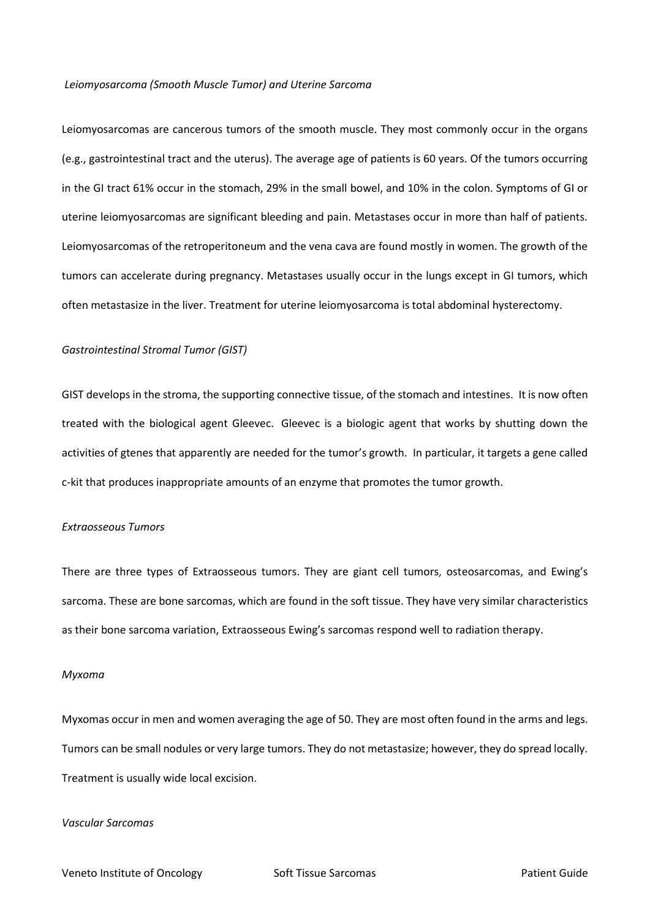*Leiomyosarcoma (Smooth Muscle Tumor) and Uterine Sarcoma*

Leiomyosarcomas are cancerous tumors of the smooth muscle. They most commonly occur in the organs (e.g., gastrointestinal tract and the uterus). The average age of patients is 60 years. Of the tumors occurring in the GI tract 61% occur in the stomach, 29% in the small bowel, and 10% in the colon. Symptoms of GI or uterine leiomyosarcomas are significant bleeding and pain. Metastases occur in more than half of patients. Leiomyosarcomas of the retroperitoneum and the vena cava are found mostly in women. The growth of the tumors can accelerate during pregnancy. Metastases usually occur in the lungs except in GI tumors, which often metastasize in the liver. Treatment for uterine leiomyosarcoma is total abdominal hysterectomy.

*Gastrointestinal Stromal Tumor (GIST)*

GIST develops in the stroma, the supporting connective tissue, of the stomach and intestines. It is now often treated with the biological agent Gleevec. Gleevec is a biologic agent that works by shutting down the activities of gtenes that apparently are needed for the tumor's growth. In particular, it targets a gene called c-kit that produces inappropriate amounts of an enzyme that promotes the tumor growth.

*Extraosseous Tumors*

There are three types of Extraosseous tumors. They are giant cell tumors, osteosarcomas, and Ewing's sarcoma. These are bone sarcomas, which are found in the soft tissue. They have very similar characteristics as their bone sarcoma variation, Extraosseous Ewing's sarcomas respond well to radiation therapy.

*Myxoma*

Myxomas occur in men and women averaging the age of 50. They are most often found in the arms and legs. Tumors can be small nodules or very large tumors. They do not metastasize; however, they do spread locally. Treatment is usually wide local excision.

*Vascular Sarcomas*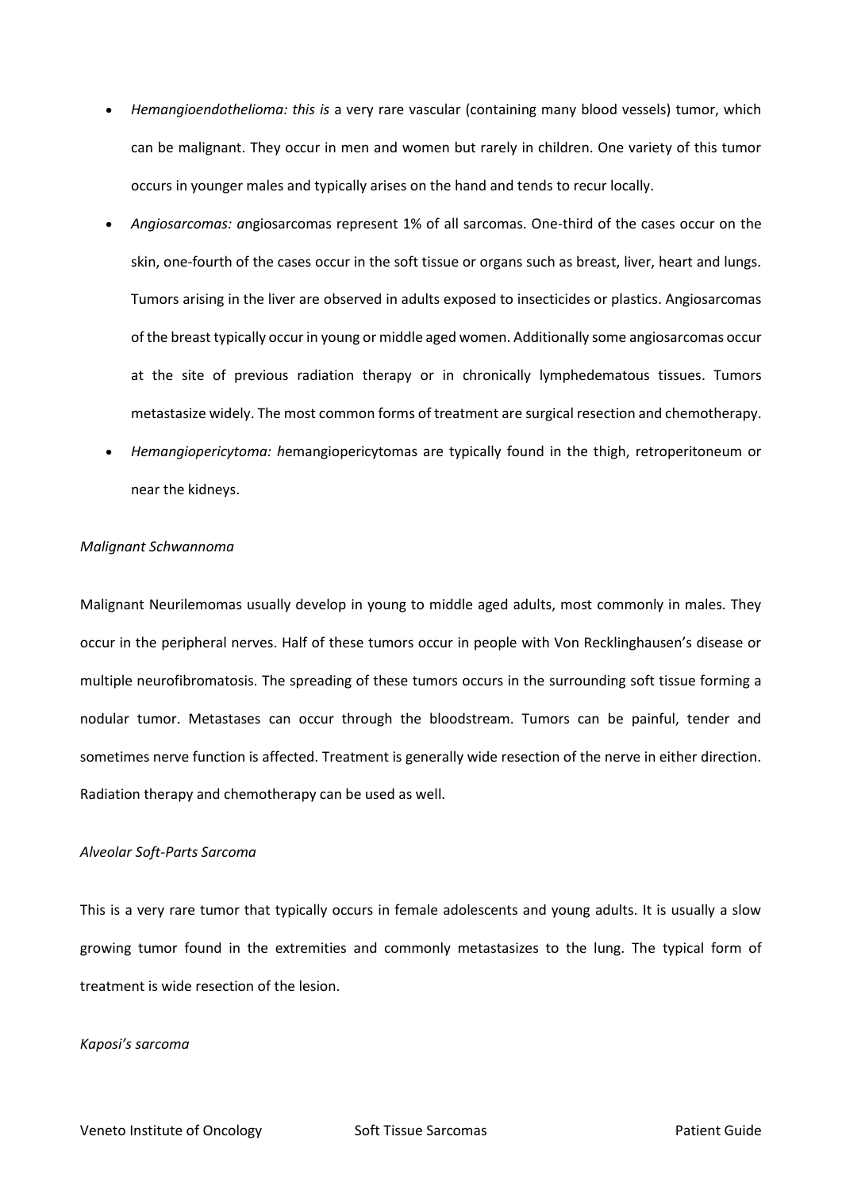- *Hemangioendothelioma: this is* a very rare vascular (containing many blood vessels) tumor, which can be malignant. They occur in men and women but rarely in children. One variety of this tumor occurs in younger males and typically arises on the hand and tends to recur locally.
- *Angiosarcomas: a*ngiosarcomas represent 1% of all sarcomas. One-third of the cases occur on the skin, one-fourth of the cases occur in the soft tissue or organs such as breast, liver, heart and lungs. Tumors arising in the liver are observed in adults exposed to insecticides or plastics. Angiosarcomas of the breast typically occur in young or middle aged women. Additionally some angiosarcomas occur at the site of previous radiation therapy or in chronically lymphedematous tissues. Tumors metastasize widely. The most common forms of treatment are surgical resection and chemotherapy.
- *Hemangiopericytoma: h*emangiopericytomas are typically found in the thigh, retroperitoneum or near the kidneys.

*Malignant Schwannoma*

Malignant Neurilemomas usually develop in young to middle aged adults, most commonly in males. They occur in the peripheral nerves. Half of these tumors occur in people with Von Recklinghausen's disease or multiple neurofibromatosis. The spreading of these tumors occurs in the surrounding soft tissue forming a nodular tumor. Metastases can occur through the bloodstream. Tumors can be painful, tender and sometimes nerve function is affected. Treatment is generally wide resection of the nerve in either direction. Radiation therapy and chemotherapy can be used as well.

*Alveolar Soft-Parts Sarcoma*

This is a very rare tumor that typically occurs in female adolescents and young adults. It is usually a slow growing tumor found in the extremities and commonly metastasizes to the lung. The typical form of treatment is wide resection of the lesion.

*Kaposi's sarcoma*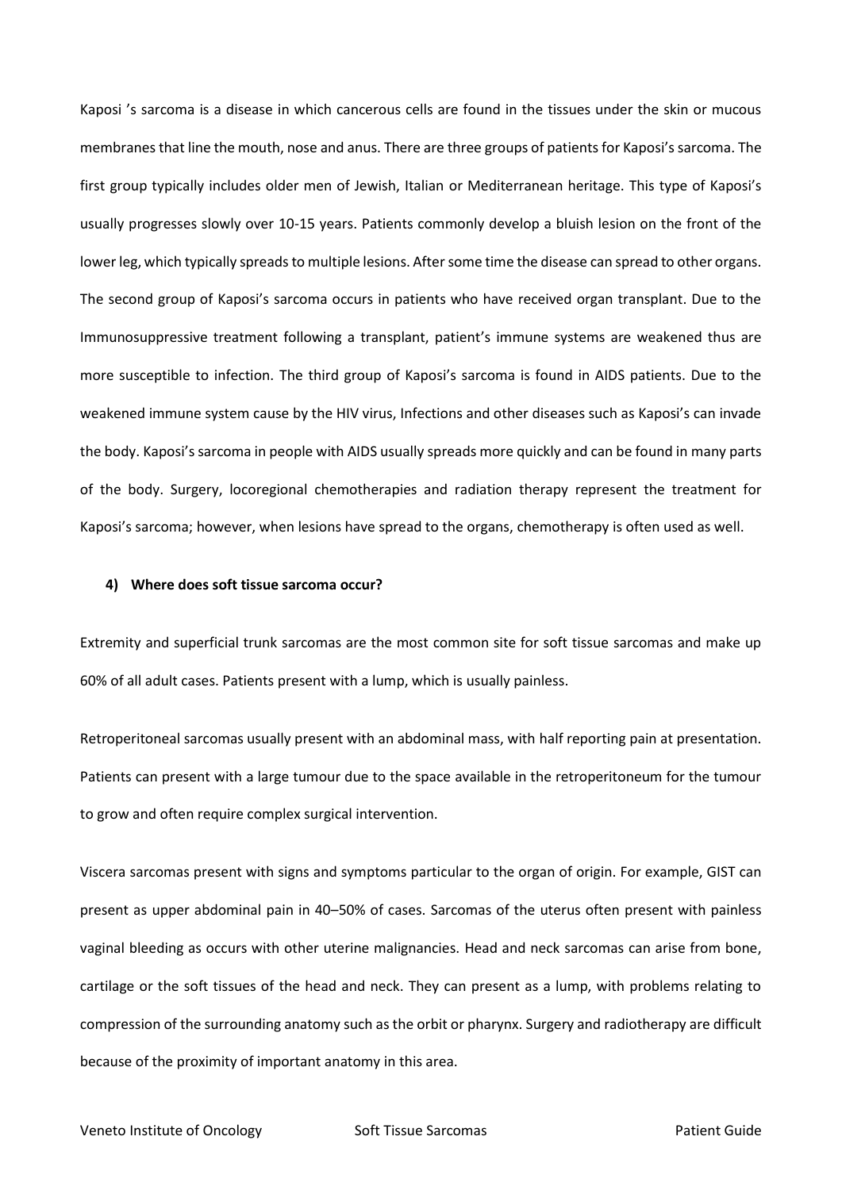Kaposi 's sarcoma is a disease in which cancerous cells are found in the tissues under the skin or mucous membranes that line the mouth, nose and anus. There are three groups of patients for Kaposi's sarcoma. The first group typically includes older men of Jewish, Italian or Mediterranean heritage. This type of Kaposi's usually progresses slowly over 10-15 years. Patients commonly develop a bluish lesion on the front of the lower leg, which typically spreads to multiple lesions. After some time the disease can spread to other organs. The second group of Kaposi's sarcoma occurs in patients who have received organ transplant. Due to the Immunosuppressive treatment following a transplant, patient's immune systems are weakened thus are more susceptible to infection. The third group of Kaposi's sarcoma is found in AIDS patients. Due to the weakened immune system cause by the HIV virus, Infections and other diseases such as Kaposi's can invade the body. Kaposi's sarcoma in people with AIDS usually spreads more quickly and can be found in many parts of the body. Surgery, locoregional chemotherapies and radiation therapy represent the treatment for Kaposi's sarcoma; however, when lesions have spread to the organs, chemotherapy is often used as well.

#### 4) Where does soft tissue sarcoma occur?

Extremity and superficial trunk sarcomas are the most common site for soft tissue sarcomas and make up 60% of all adult cases. Patients present with a lump, which is usually painless.

Retroperitoneal sarcomas usually present with an abdominal mass, with half reporting pain at presentation. Patients can present with a large tumour due to the space available in the retroperitoneum for the tumour to grow and often require complex surgical intervention.

Viscera sarcomas present with signs and symptoms particular to the organ of origin. For example, GIST can present as upper abdominal pain in 40–50% of cases. Sarcomas of the uterus often present with painless vaginal bleeding as occurs with other uterine malignancies. Head and neck sarcomas can arise from bone, cartilage or the soft tissues of the head and neck. They can present as a lump, with problems relating to compression of the surrounding anatomy such as the orbit or pharynx. Surgery and radiotherapy are difficult because of the proximity of important anatomy in this area.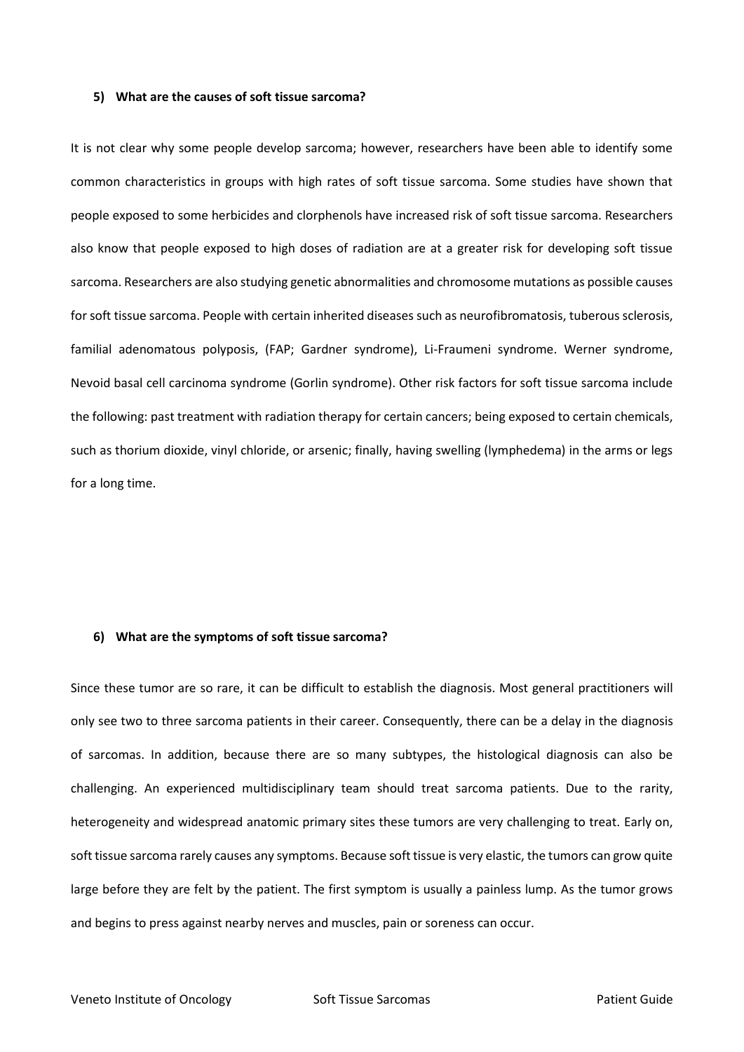#### 5) What are the causes of soft tissue sarcoma?

It is not clear why some people develop sarcoma; however, researchers have been able to identify some common characteristics in groups with high rates of soft tissue sarcoma. Some studies have shown that people exposed to some herbicides and clorphenols have increased risk of soft tissue sarcoma. Researchers also know that people exposed to high doses of radiation are at a greater risk for developing soft tissue sarcoma. Researchers are also studying genetic abnormalities and chromosome mutations as possible causes for soft tissue sarcoma. People with certain inherited diseases such as neurofibromatosis, tuberous sclerosis, familial adenomatous polyposis, (FAP; Gardner syndrome), Li-Fraumeni syndrome. Werner syndrome, Nevoid basal cell carcinoma syndrome (Gorlin syndrome). Other risk factors for soft tissue sarcoma include the following: past treatment with radiation therapy for certain cancers; being exposed to certain chemicals, such as thorium dioxide, vinyl chloride, or arsenic; finally, having swelling (lymphedema) in the arms or legs for a long time.

#### 6) What are the symptoms of soft tissue sarcoma?

Since these tumor are so rare, it can be difficult to establish the diagnosis. Most general practitioners will only see two to three sarcoma patients in their career. Consequently, there can be a delay in the diagnosis of sarcomas. In addition, because there are so many subtypes, the histological diagnosis can also be challenging. An experienced multidisciplinary team should treat sarcoma patients. Due to the rarity, heterogeneity and widespread anatomic primary sites these tumors are very challenging to treat. Early on, soft tissue sarcoma rarely causes any symptoms. Because soft tissue is very elastic, the tumors can grow quite large before they are felt by the patient. The first symptom is usually a painless lump. As the tumor grows and begins to press against nearby nerves and muscles, pain or soreness can occur.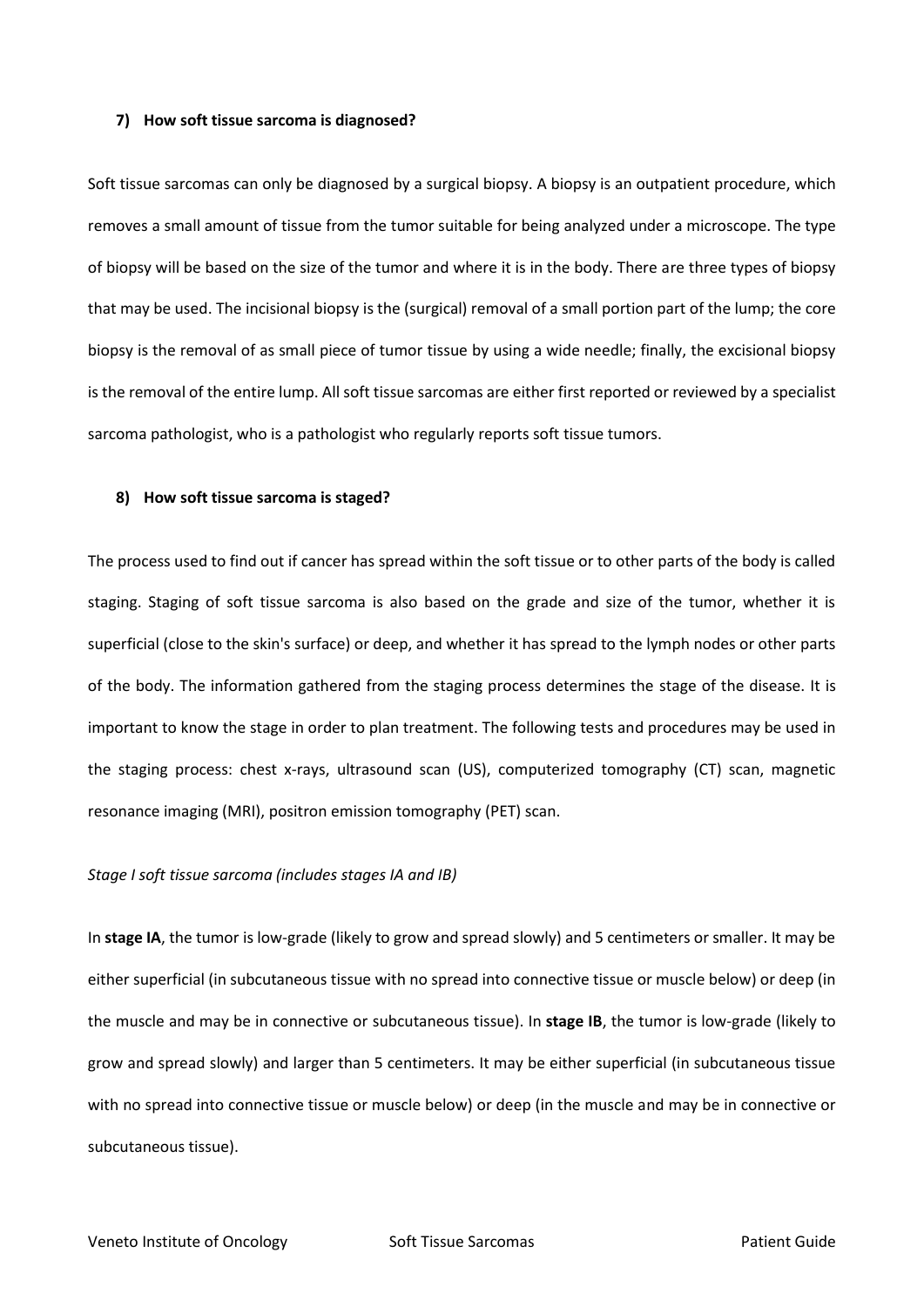**7) How soft tissue sarcoma is diagnosed?**

Soft tissue sarcomas can only be diagnosed by a surgical biopsy. A biopsy is an outpatient procedure, which removes a small amount of tissue from the tumor suitable for being analyzed under a microscope. The type of biopsy will be based on the size of the tumor and where it is in the body. There are three types of biopsy that may be used. The incisional biopsy is the (surgical) removal of a small portion part of the lump; the core biopsy is the removal of as small piece of tumor tissue by using a wide needle; finally, the excisional biopsy is the removal of the entire lump. All soft tissue sarcomas are either first reported or reviewed by a specialist sarcoma pathologist, who is a pathologist who regularly reports soft tissue tumors.

**8) How soft tissue sarcoma is staged?**

The process used to find out if cancer has spread within the soft tissue or to other parts of the body is called staging. Staging of soft tissue sarcoma is also based on the grade and size of the tumor, whether it is superficial (close to the skin's surface) or deep, and whether it has spread to the lymph nodes or other parts of the body. The information gathered from the staging process determines the stage of the disease. It is important to know the stage in order to plan treatment. The following tests and procedures may be used in the staging process: chest x-rays, ultrasound scan (US), computerized tomography (CT) scan, magnetic resonance imaging (MRI), positron emission tomography (PET) scan.

*Stage I soft tissue sarcoma (includes stages IA and IB)*

In **stage IA**, the tumor is low-grade (likely to grow and spread slowly) and 5 centimeters or smaller. It may be either superficial (in subcutaneous tissue with no spread into connective tissue or muscle below) or deep (in the muscle and may be in connective or subcutaneous tissue). In **stage IB**, the tumor is low-grade (likely to grow and spread slowly) and larger than 5 centimeters. It may be either superficial (in subcutaneous tissue with no spread into connective tissue or muscle below) or deep (in the muscle and may be in connective or subcutaneous tissue).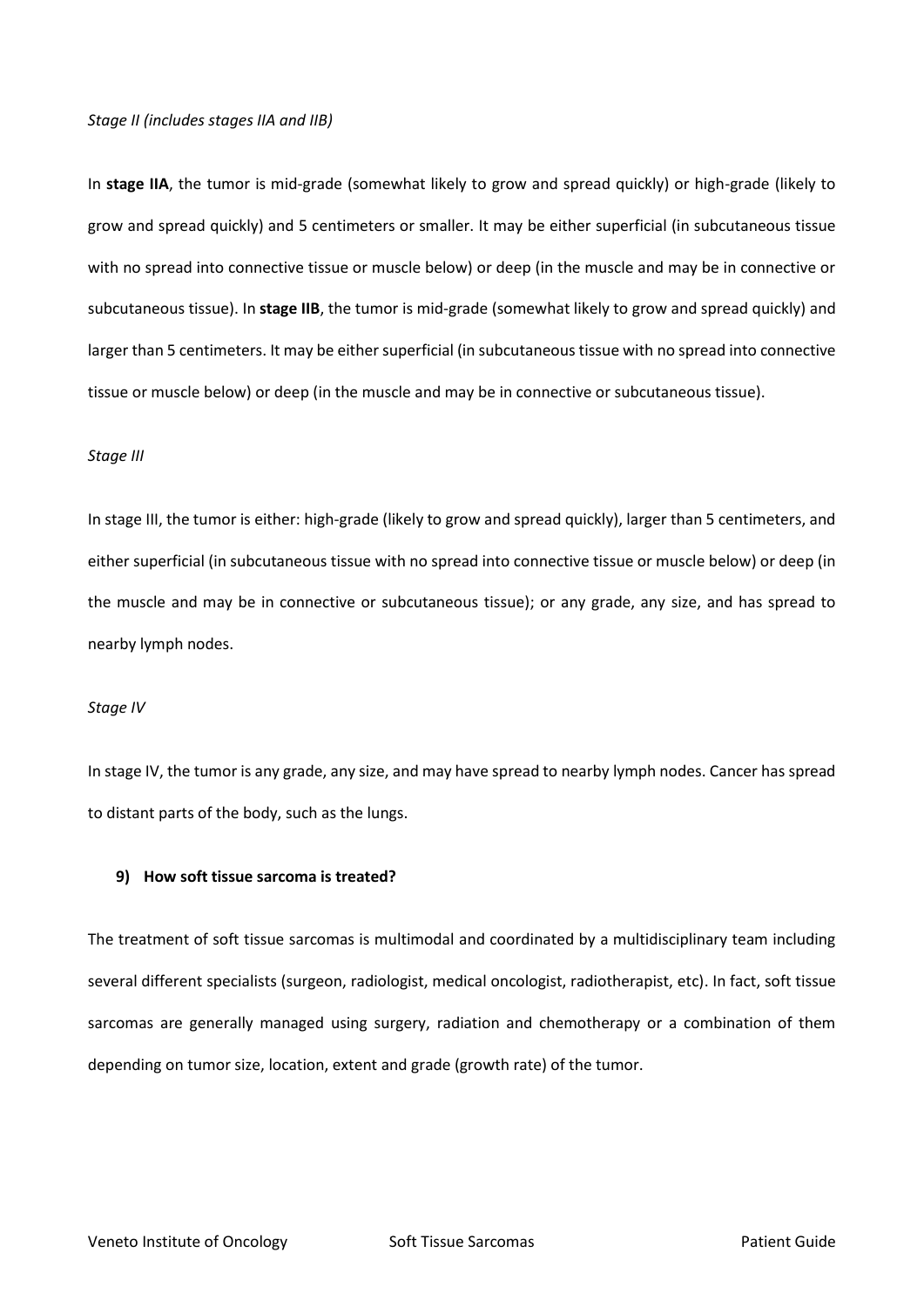*Stage II (includes stages IIA and IIB)*

In **stage IIA**, the tumor is mid-grade (somewhat likely to grow and spread quickly) or high-grade (likely to grow and spread quickly) and 5 centimeters or smaller. It may be either superficial (in subcutaneous tissue with no spread into connective tissue or muscle below) or deep (in the muscle and may be in connective or subcutaneous tissue). In **stage IIB**, the tumor is mid-grade (somewhat likely to grow and spread quickly) and larger than 5 centimeters. It may be either superficial (in subcutaneous tissue with no spread into connective tissue or muscle below) or deep (in the muscle and may be in connective or subcutaneous tissue).

*Stage III*

In stage III, the tumor is either: high-grade (likely to grow and spread quickly), larger than 5 centimeters, and either superficial (in subcutaneous tissue with no spread into connective tissue or muscle below) or deep (in the muscle and may be in connective or subcutaneous tissue); or any grade, any size, and has spread to nearby lymph nodes.

*Stage IV*

In stage IV, the tumor is any grade, any size, and may have spread to nearby lymph nodes. Cancer has spread to distant parts of the body, such as the lungs.

### 9) How soft tissue sarcoma is treated?

The treatment of soft tissue sarcomas is multimodal and coordinated by a multidisciplinary team including several different specialists (surgeon, radiologist, medical oncologist, radiotherapist, etc). In fact, soft tissue sarcomas are generally managed using surgery, radiation and chemotherapy or a combination of them depending on tumor size, location, extent and grade (growth rate) of the tumor.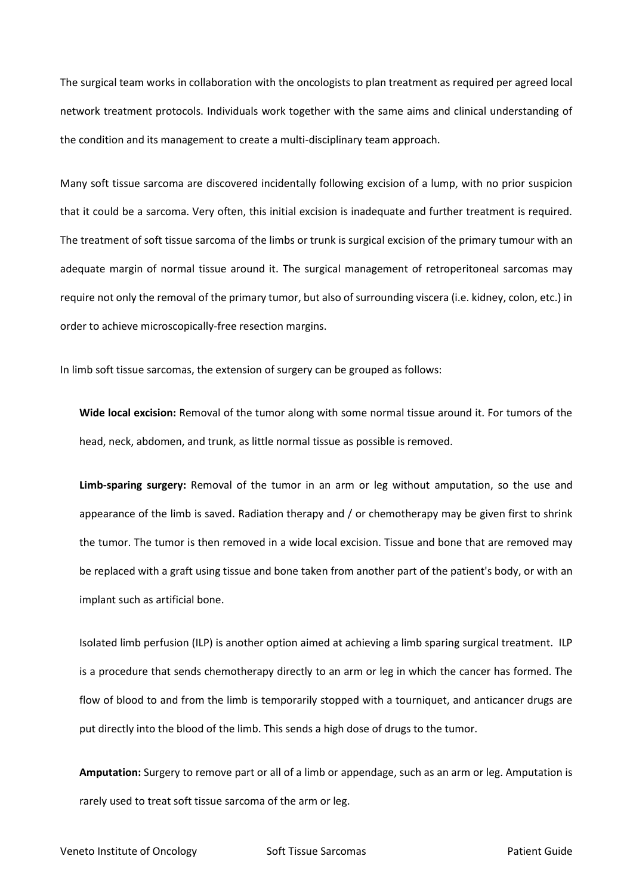The surgical team works in collaboration with the oncologists to plan treatment as required per agreed local network treatment protocols. Individuals work together with the same aims and clinical understanding of the condition and its management to create a multi-disciplinary team approach.

Many soft tissue sarcoma are discovered incidentally following excision of a lump, with no prior suspicion that it could be a sarcoma. Very often, this initial excision is inadequate and further treatment is required. The treatment of soft tissue sarcoma of the limbs or trunk is surgical excision of the primary tumour with an adequate margin of normal tissue around it. The surgical management of retroperitoneal sarcomas may require not only the removal of the primary tumor, but also of surrounding viscera (i.e. kidney, colon, etc.) in order to achieve microscopically-free resection margins.

In limb soft tissue sarcomas, the extension of surgery can be grouped as follows:

**Wide local excision:** Removal of the tumor along with some normal tissue around it. For tumors of the head, neck, abdomen, and trunk, as little normal tissue as possible is removed.

**Limb-sparing surgery:** Removal of the tumor in an arm or leg without amputation, so the use and appearance of the limb is saved. Radiation therapy and / or chemotherapy may be given first to shrink the tumor. The tumor is then removed in a wide local excision. Tissue and bone that are removed may be replaced with a graft using tissue and bone taken from another part of the patient's body, or with an implant such as artificial bone.

Isolated limb perfusion (ILP) is another option aimed at achieving a limb sparing surgical treatment. ILP is a procedure that sends chemotherapy directly to an arm or leg in which the cancer has formed. The flow of blood to and from the limb is temporarily stopped with a tourniquet, and anticancer drugs are put directly into the blood of the limb. This sends a high dose of drugs to the tumor.

**Amputation:** Surgery to remove part or all of a limb or appendage, such as an arm or leg. Amputation is rarely used to treat soft tissue sarcoma of the arm or leg.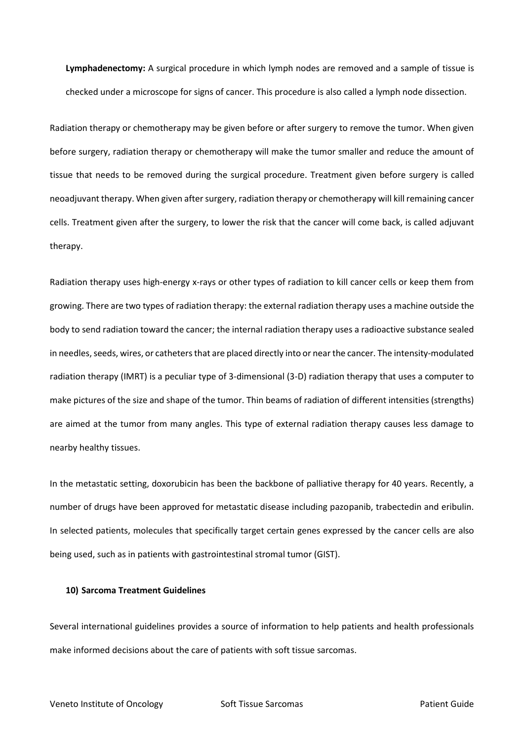**Lymphadenectomy:** A surgical procedure in which lymph nodes are removed and a sample of tissue is checked under a microscope for signs of cancer. This procedure is also called a lymph node dissection.

Radiation therapy or chemotherapy may be given before or after surgery to remove the tumor. When given before surgery, radiation therapy or chemotherapy will make the tumor smaller and reduce the amount of tissue that needs to be removed during the surgical procedure. Treatment given before surgery is called neoadjuvant therapy. When given after surgery, radiation therapy or chemotherapy will kill remaining cancer cells. Treatment given after the surgery, to lower the risk that the cancer will come back, is called adjuvant therapy.

Radiation therapy uses high-energy x-rays or other types of radiation to kill cancer cells or keep them from growing. There are two types of radiation therapy: the external radiation therapy uses a machine outside the body to send radiation toward the cancer; the internal radiation therapy uses a radioactive substance sealed in needles, seeds, wires, or catheters that are placed directly into or near the cancer. The intensity-modulated radiation therapy (IMRT) is a peculiar type of 3-dimensional (3-D) radiation therapy that uses a computer to make pictures of the size and shape of the tumor. Thin beams of radiation of different intensities (strengths) are aimed at the tumor from many angles. This type of external radiation therapy causes less damage to nearby healthy tissues.

In the metastatic setting, doxorubicin has been the backbone of palliative therapy for 40 years. Recently, a number of drugs have been approved for metastatic disease including pazopanib, trabectedin and eribulin. In selected patients, molecules that specifically target certain genes expressed by the cancer cells are also being used, such as in patients with gastrointestinal stromal tumor (GIST).

## 10) Sarcoma Treatment Guidelines

Several international guidelines provides a source of information to help patients and health professionals make informed decisions about the care of patients with soft tissue sarcomas.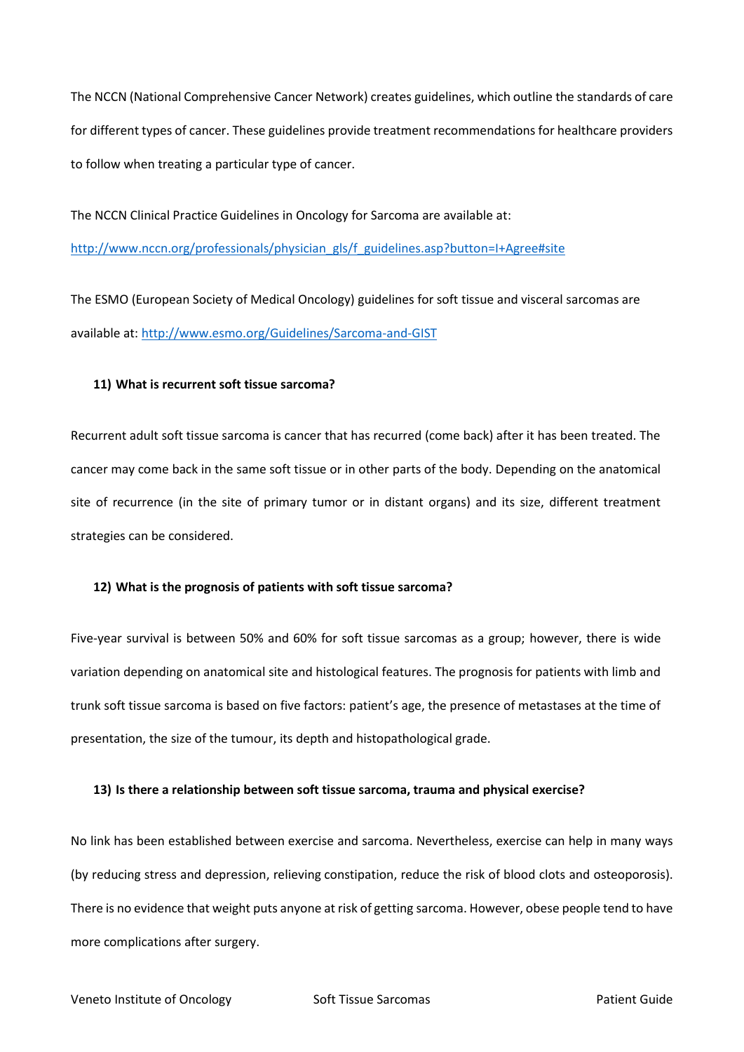The NCCN (National Comprehensive Cancer Network) creates guidelines, which outline the standards of care for different types of cancer. These guidelines provide treatment recommendations for healthcare providers to follow when treating a particular type of cancer.

The NCCN Clinical Practice Guidelines in Oncology for Sarcoma are available at:

[http://www.nccn.org/professionals/physician_gls/f_guidelines.asp?button=I+Agree#site](http://www.nccn.org/professionals/physician_gls/f_guidelines.asp?button=I+Agree#site)

The ESMO (European Society of Medical Oncology) guidelines for soft tissue and visceral sarcomas are available at: [http://www.esmo.org/Guidelines/Sarcoma-and-GIST](http://www.esmo.org/Guidelines/Sarcoma-and-GIST)

### 11) What is recurrent soft tissue sarcoma?

Recurrent adult soft tissue sarcoma is cancer that has recurred (come back) after it has been treated. The cancer may come back in the same soft tissue or in other parts of the body. Depending on the anatomical site of recurrence (in the site of primary tumor or in distant organs) and its size, different treatment strategies can be considered.

### 12) What is the prognosis of patients with soft tissue sarcoma?

Five-year survival is between 50% and 60% for soft tissue sarcomas as a group; however, there is wide variation depending on anatomical site and histological features. The prognosis for patients with limb and trunk soft tissue sarcoma is based on five factors: patient's age, the presence of metastases at the time of presentation, the size of the tumour, its depth and histopathological grade.

### 13) Is there a relationship between soft tissue sarcoma, trauma and physical exercise?

No link has been established between exercise and sarcoma. Nevertheless, exercise can help in many ways (by reducing stress and depression, relieving constipation, reduce the risk of blood clots and osteoporosis). There is no evidence that weight puts anyone at risk of getting sarcoma. However, obese people tend to have more complications after surgery.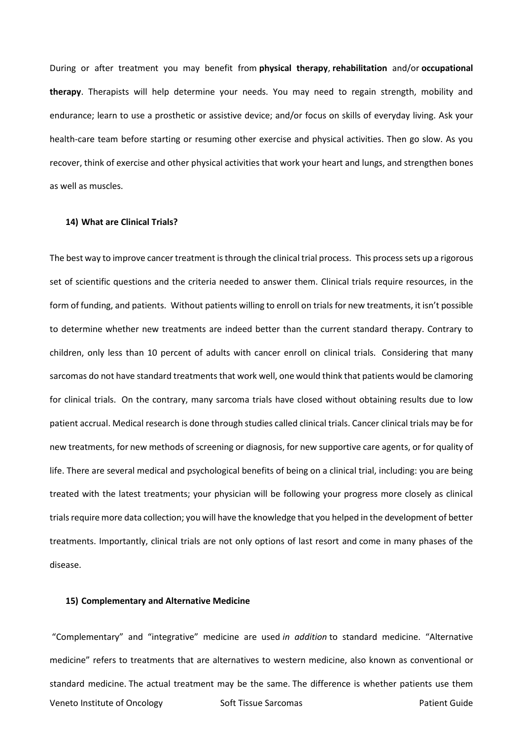During or after treatment you may benefit from **physical therapy**, **rehabilitation** and/or **occupational therapy**. Therapists will help determine your needs. You may need to regain strength, mobility and endurance; learn to use a prosthetic or assistive device; and/or focus on skills of everyday living. Ask your health-care team before starting or resuming other exercise and physical activities. Then go slow. As you recover, think of exercise and other physical activities that work your heart and lungs, and strengthen bones as well as muscles.

#### 14) What are Clinical Trials?

The best way to improve cancer treatment is through the clinical trial process. This process sets up a rigorous set of scientific questions and the criteria needed to answer them. Clinical trials require resources, in the form of funding, and patients. Without patients willing to enroll on trials for new treatments, it isn't possible to determine whether new treatments are indeed better than the current standard therapy. Contrary to children, only less than 10 percent of adults with cancer enroll on clinical trials. Considering that many sarcomas do not have standard treatments that work well, one would think that patients would be clamoring for clinical trials. On the contrary, many sarcoma trials have closed without obtaining results due to low patient accrual. Medical research is done through studies called clinical trials. Cancer clinical trials may be for new treatments, for new methods of screening or diagnosis, for new supportive care agents, or for quality of life. There are several medical and psychological benefits of being on a clinical trial, including: you are being treated with the latest treatments; your physician will be following your progress more closely as clinical trials require more data collection; you will have the knowledge that you helped in the development of better treatments. Importantly, clinical trials are not only options of last resort and come in many phases of the disease.

#### 15) Complementary and Alternative Medicine

"Complementary" and "integrative" medicine are used *in addition* to standard medicine. "Alternative medicine" refers to treatments that are alternatives to western medicine, also known as conventional or standard medicine. The actual treatment may be the same. The difference is whether patients use them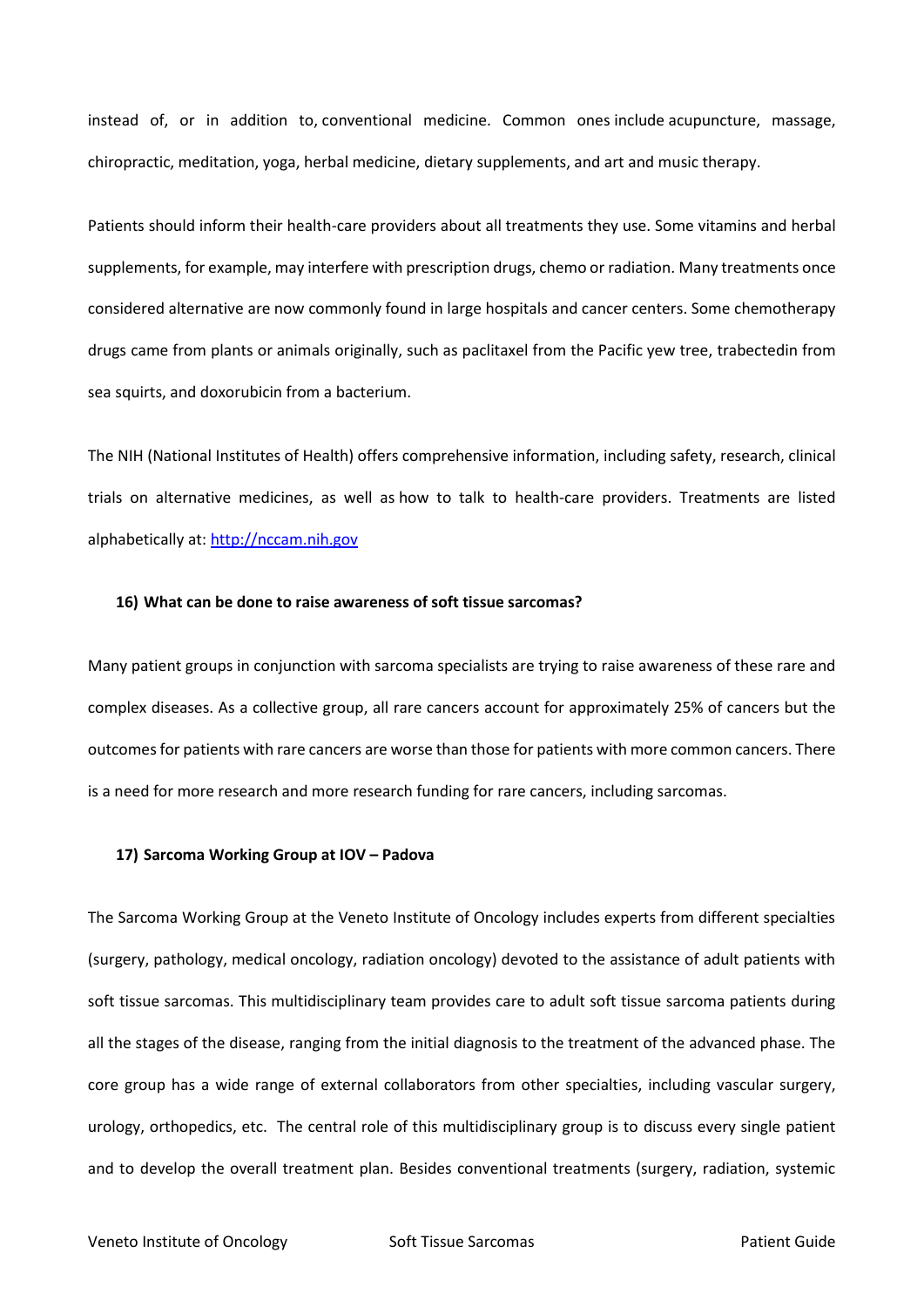instead of, or in addition to, conventional medicine. Common ones include acupuncture, massage, chiropractic, meditation, yoga, herbal medicine, dietary supplements, and art and music therapy.

Patients should inform their health-care providers about all treatments they use. Some vitamins and herbal supplements, for example, may interfere with prescription drugs, chemo or radiation. Many treatments once considered alternative are now commonly found in large hospitals and cancer centers. Some chemotherapy drugs came from plants or animals originally, such as paclitaxel from the Pacific yew tree, trabectedin from sea squirts, and doxorubicin from a bacterium.

The NIH (National Institutes of Health) offers comprehensive information, including safety, research, clinical trials on alternative medicines, as well as how to talk to health-care providers. Treatments are listed alphabetically at: [http://nccam.nih.gov](http://nccam.nih.gov)

### 16) What can be done to raise awareness of soft tissue sarcomas?

Many patient groups in conjunction with sarcoma specialists are trying to raise awareness of these rare and complex diseases. As a collective group, all rare cancers account for approximately 25% of cancers but the outcomes for patients with rare cancers are worse than those for patients with more common cancers. There is a need for more research and more research funding for rare cancers, including sarcomas.

### 17) Sarcoma Working Group at IOV – Padova

The Sarcoma Working Group at the Veneto Institute of Oncology includes experts from different specialties (surgery, pathology, medical oncology, radiation oncology) devoted to the assistance of adult patients with soft tissue sarcomas. This multidisciplinary team provides care to adult soft tissue sarcoma patients during all the stages of the disease, ranging from the initial diagnosis to the treatment of the advanced phase. The core group has a wide range of external collaborators from other specialties, including vascular surgery, urology, orthopedics, etc. The central role of this multidisciplinary group is to discuss every single patient and to develop the overall treatment plan. Besides conventional treatments (surgery, radiation, systemic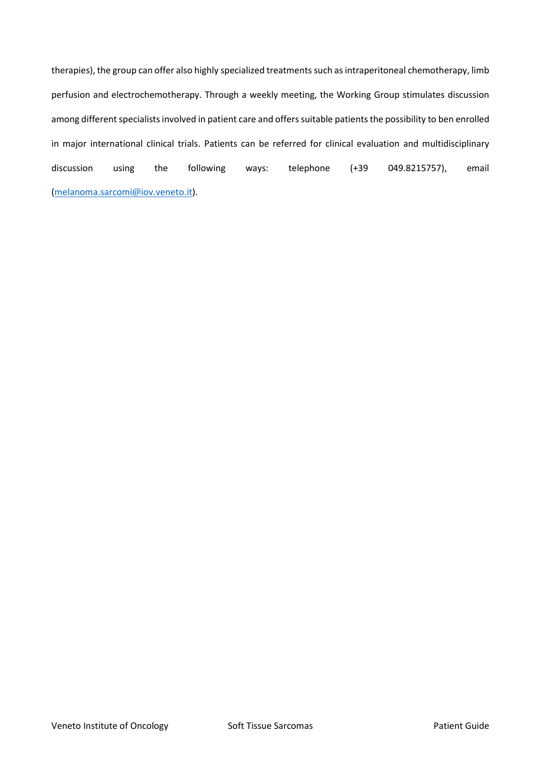therapies), the group can offer also highly specialized treatments such as intraperitoneal chemotherapy, limb perfusion and electrochemotherapy. Through a weekly meeting, the Working Group stimulates discussion among different specialists involved in patient care and offers suitable patients the possibility to ben enrolled in major international clinical trials. Patients can be referred for clinical evaluation and multidisciplinary discussion using the following ways: telephone (+39 049.8215757), email (melanoma.sarcomi@iov.veneto.it).